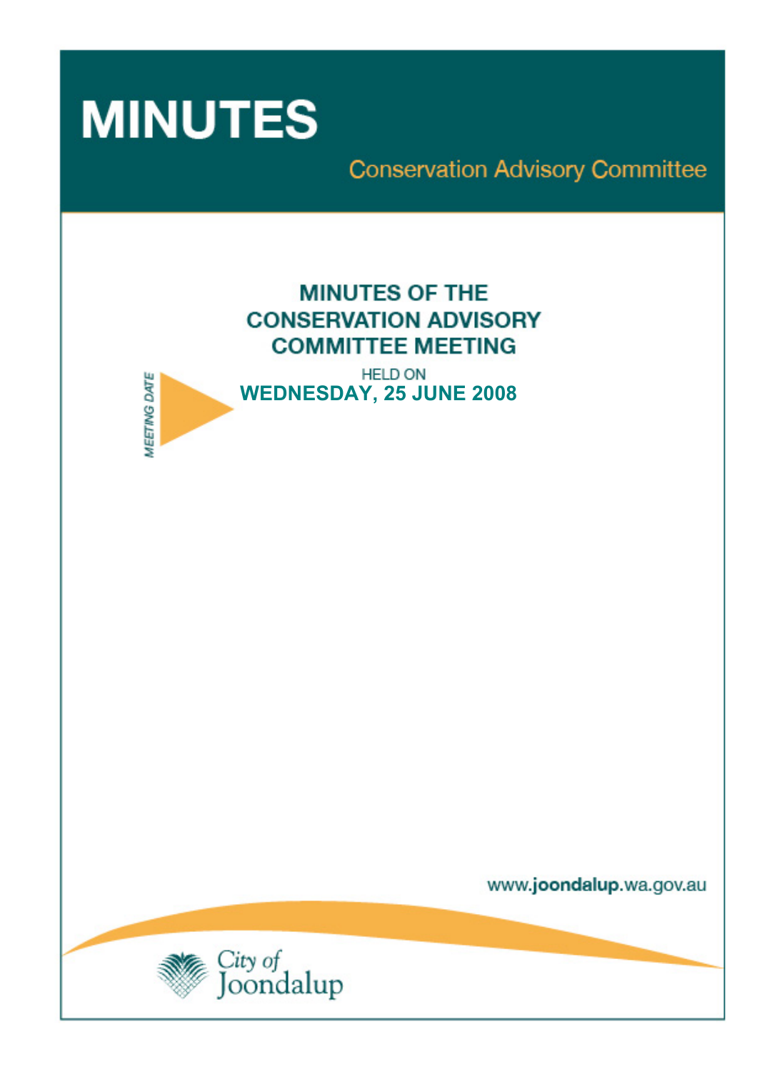# MINUTES

## Conservation Advisory Committee

## MINUTES OF THE CONSERVATION ADVISORY COMMITTEE MEETING

MEETING DATE

HELD ON

**WEDNESDAY, 25 JUNE 2008**

www.joondalup.wa.gov.au

City of Joondalup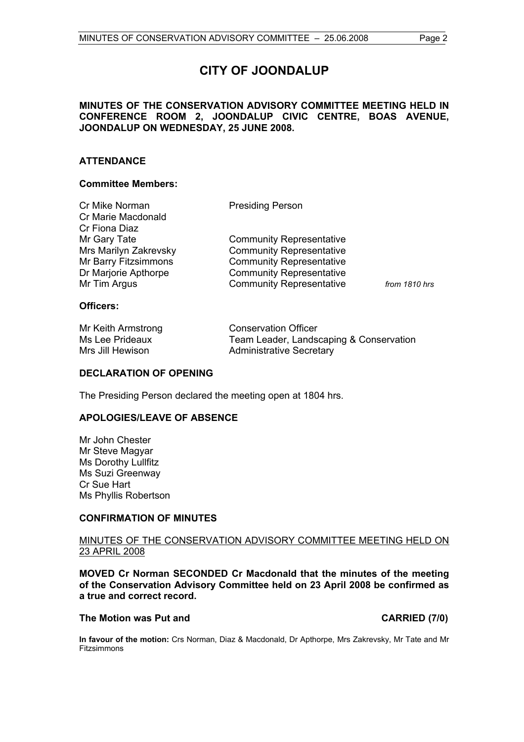# CITY OF JOONDALUP

**MINUTES OF THE CONSERVATION ADVISORY COMMITTEE MEETING HELD IN CONFERENCE ROOM 2, JOONDALUP CIVIC CENTRE, BOAS AVENUE, JOONDALUP ON WEDNESDAY, 25 JUNE 2008.**

## ATTENDANCE

### Committee Members:

| | | |
|---|---|---|
| Cr Mike Norman | Presiding Person | |
| Cr Marie Macdonald | | |
| Cr Fiona Diaz | | |
| Mr Gary Tate | Community Representative | |
| Mrs Marilyn Zakrevsky | Community Representative | |
| Mr Barry Fitzsimmons | Community Representative | |
| Dr Marjorie Apthorpe | Community Representative | |
| Mr Tim Argus | Community Representative | *from 1810 hrs* |

### Officers:

| | |
|---|---|
| Mr Keith Armstrong | Conservation Officer |
| Ms Lee Prideaux | Team Leader, Landscaping & Conservation |
| Mrs Jill Hewison | Administrative Secretary |

## DECLARATION OF OPENING

The Presiding Person declared the meeting open at 1804 hrs.

## APOLOGIES/LEAVE OF ABSENCE

Mr John Chester
Mr Steve Magyar
Ms Dorothy Lullfitz
Ms Suzi Greenway
Cr Sue Hart
Ms Phyllis Robertson

## CONFIRMATION OF MINUTES

<u>MINUTES OF THE CONSERVATION ADVISORY COMMITTEE MEETING HELD ON 23 APRIL 2008</u>

**MOVED Cr Norman SECONDED Cr Macdonald that the minutes of the meeting of the Conservation Advisory Committee held on 23 April 2008 be confirmed as a true and correct record.**

**The Motion was Put and CARRIED (7/0)**

**In favour of the motion:** Crs Norman, Diaz & Macdonald, Dr Apthorpe, Mrs Zakrevsky, Mr Tate and Mr Fitzsimmons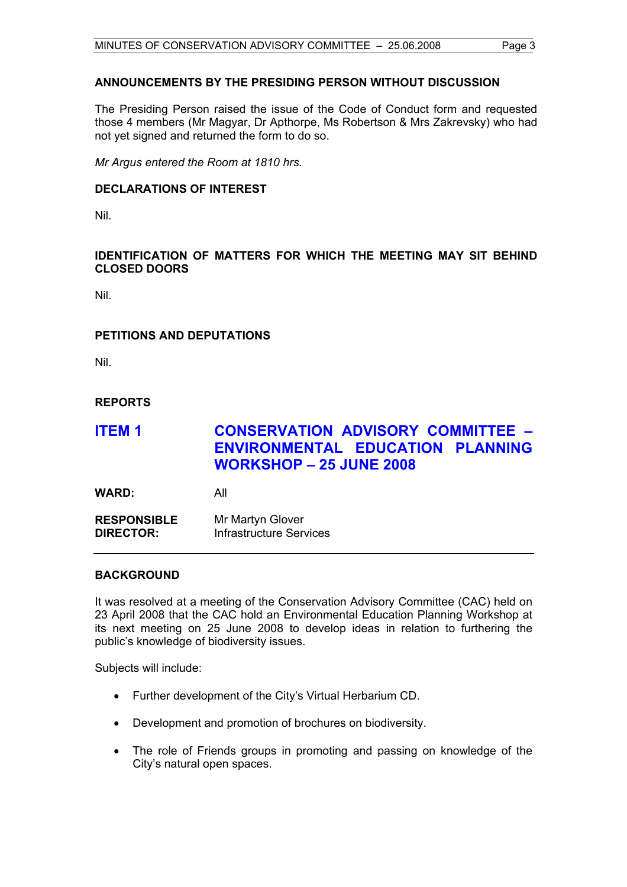## ANNOUNCEMENTS BY THE PRESIDING PERSON WITHOUT DISCUSSION

The Presiding Person raised the issue of the Code of Conduct form and requested those 4 members (Mr Magyar, Dr Apthorpe, Ms Robertson & Mrs Zakrevsky) who had not yet signed and returned the form to do so.

*Mr Argus entered the Room at 1810 hrs.*

## DECLARATIONS OF INTEREST

Nil.

## IDENTIFICATION OF MATTERS FOR WHICH THE MEETING MAY SIT BEHIND CLOSED DOORS

Nil.

## PETITIONS AND DEPUTATIONS

Nil.

## REPORTS

# ITEM 1 CONSERVATION ADVISORY COMMITTEE – ENVIRONMENTAL EDUCATION PLANNING WORKSHOP – 25 JUNE 2008

**WARD:** All

**RESPONSIBLE DIRECTOR:** Mr Martyn Glover
Infrastructure Services

## BACKGROUND

It was resolved at a meeting of the Conservation Advisory Committee (CAC) held on 23 April 2008 that the CAC hold an Environmental Education Planning Workshop at its next meeting on 25 June 2008 to develop ideas in relation to furthering the public's knowledge of biodiversity issues.

Subjects will include:

- Further development of the City's Virtual Herbarium CD.
- Development and promotion of brochures on biodiversity.
- The role of Friends groups in promoting and passing on knowledge of the City's natural open spaces.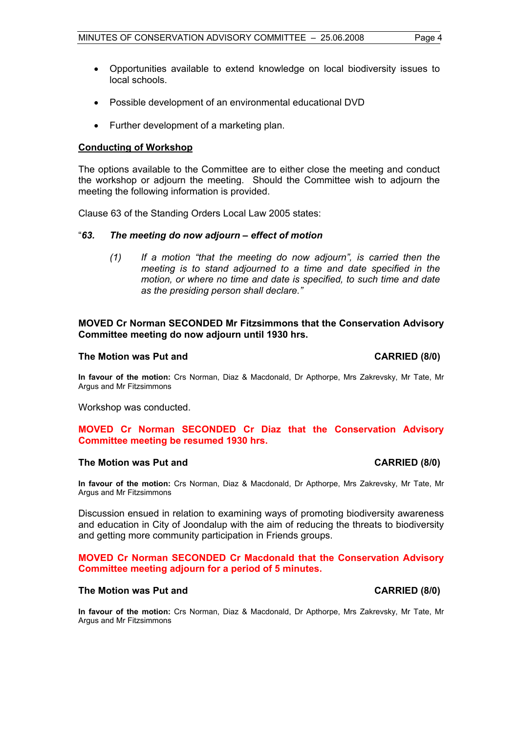- Opportunities available to extend knowledge on local biodiversity issues to local schools.
- Possible development of an environmental educational DVD
- Further development of a marketing plan.

**Conducting of Workshop**

The options available to the Committee are to either close the meeting and conduct the workshop or adjourn the meeting. Should the Committee wish to adjourn the meeting the following information is provided.

Clause 63 of the Standing Orders Local Law 2005 states:

"***63. The meeting do now adjourn – effect of motion***

> *(1) If a motion "that the meeting do now adjourn", is carried then the meeting is to stand adjourned to a time and date specified in the motion, or where no time and date is specified, to such time and date as the presiding person shall declare."*

**MOVED Cr Norman SECONDED Mr Fitzsimmons that the Conservation Advisory Committee meeting do now adjourn until 1930 hrs.**

**The Motion was Put and CARRIED (8/0)**

**In favour of the motion:** Crs Norman, Diaz & Macdonald, Dr Apthorpe, Mrs Zakrevsky, Mr Tate, Mr Argus and Mr Fitzsimmons

Workshop was conducted.

**MOVED Cr Norman SECONDED Cr Diaz that the Conservation Advisory Committee meeting be resumed 1930 hrs.**

**The Motion was Put and CARRIED (8/0)**

**In favour of the motion:** Crs Norman, Diaz & Macdonald, Dr Apthorpe, Mrs Zakrevsky, Mr Tate, Mr Argus and Mr Fitzsimmons

Discussion ensued in relation to examining ways of promoting biodiversity awareness and education in City of Joondalup with the aim of reducing the threats to biodiversity and getting more community participation in Friends groups.

**MOVED Cr Norman SECONDED Cr Macdonald that the Conservation Advisory Committee meeting adjourn for a period of 5 minutes.**

**The Motion was Put and CARRIED (8/0)**

**In favour of the motion:** Crs Norman, Diaz & Macdonald, Dr Apthorpe, Mrs Zakrevsky, Mr Tate, Mr Argus and Mr Fitzsimmons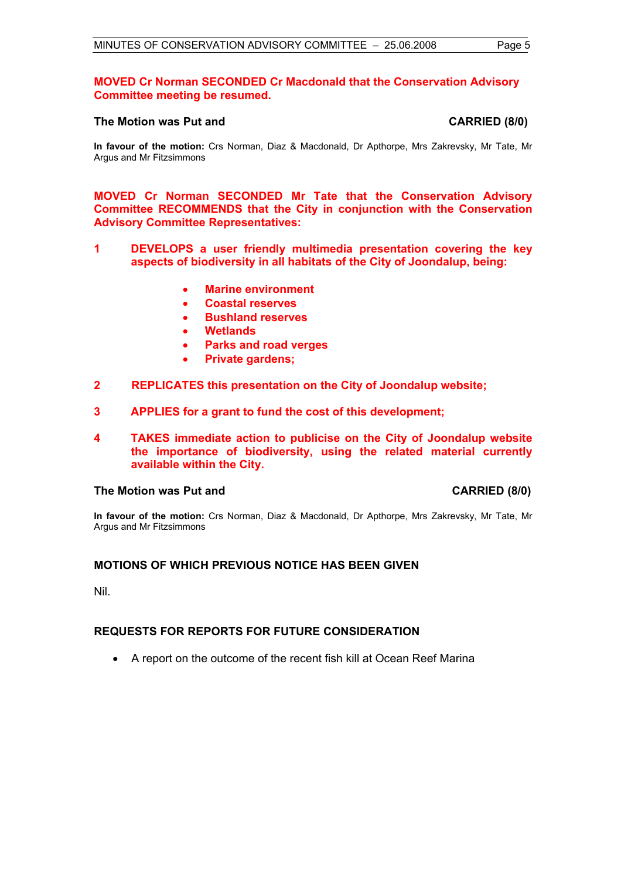**MOVED Cr Norman SECONDED Cr Macdonald that the Conservation Advisory Committee meeting be resumed.**

**The Motion was Put and CARRIED (8/0)**

**In favour of the motion:** Crs Norman, Diaz & Macdonald, Dr Apthorpe, Mrs Zakrevsky, Mr Tate, Mr Argus and Mr Fitzsimmons

**MOVED Cr Norman SECONDED Mr Tate that the Conservation Advisory Committee RECOMMENDS that the City in conjunction with the Conservation Advisory Committee Representatives:**

**1 DEVELOPS a user friendly multimedia presentation covering the key aspects of biodiversity in all habitats of the City of Joondalup, being:**

- **Marine environment**
- **Coastal reserves**
- **Bushland reserves**
- **Wetlands**
- **Parks and road verges**
- **Private gardens;**

**2 REPLICATES this presentation on the City of Joondalup website;**

**3 APPLIES for a grant to fund the cost of this development;**

**4 TAKES immediate action to publicise on the City of Joondalup website the importance of biodiversity, using the related material currently available within the City.**

**The Motion was Put and CARRIED (8/0)**

**In favour of the motion:** Crs Norman, Diaz & Macdonald, Dr Apthorpe, Mrs Zakrevsky, Mr Tate, Mr Argus and Mr Fitzsimmons

## MOTIONS OF WHICH PREVIOUS NOTICE HAS BEEN GIVEN

Nil.

## REQUESTS FOR REPORTS FOR FUTURE CONSIDERATION

- A report on the outcome of the recent fish kill at Ocean Reef Marina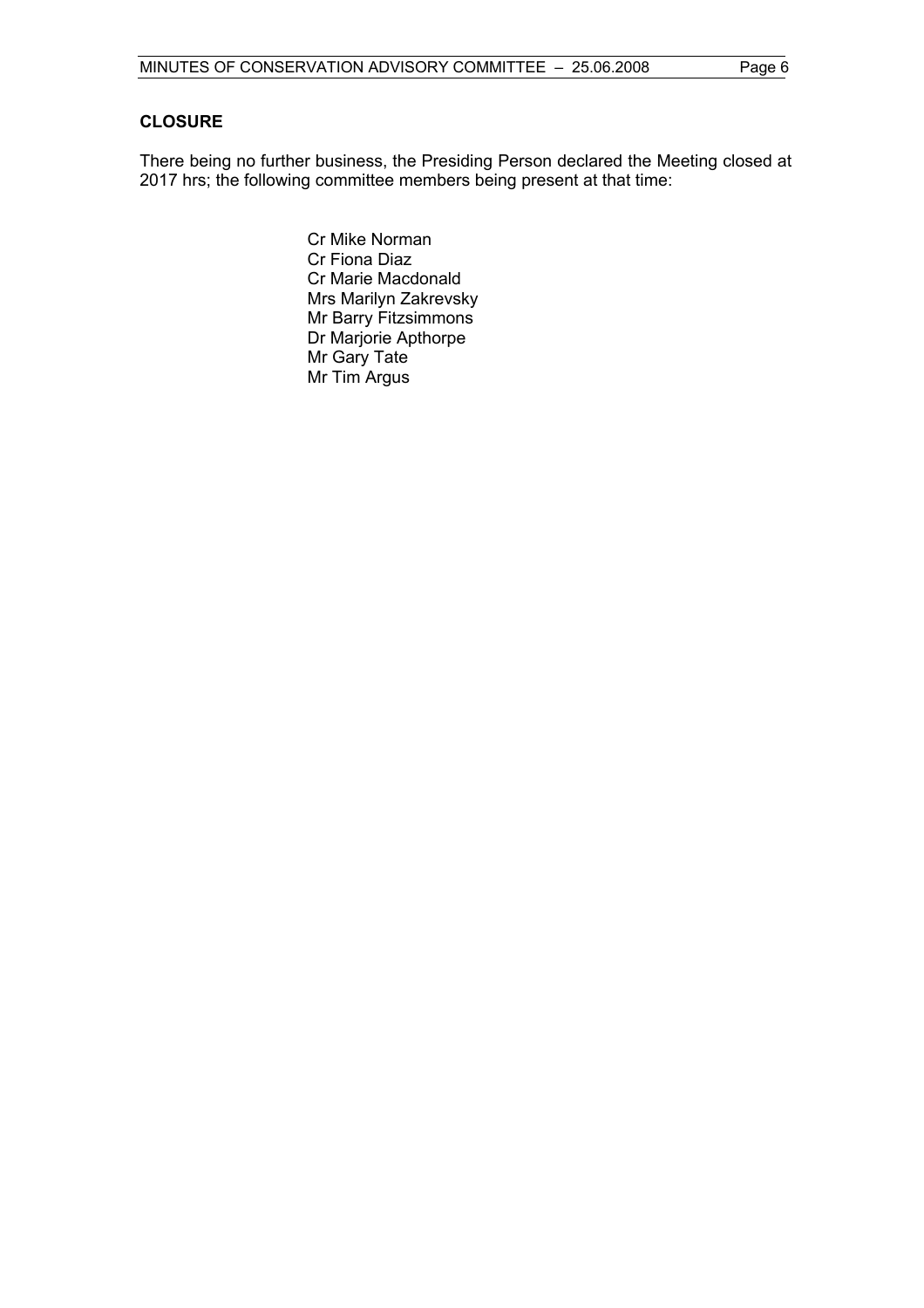## CLOSURE

There being no further business, the Presiding Person declared the Meeting closed at 2017 hrs; the following committee members being present at that time:

Cr Mike Norman
Cr Fiona Diaz
Cr Marie Macdonald
Mrs Marilyn Zakrevsky
Mr Barry Fitzsimmons
Dr Marjorie Apthorpe
Mr Gary Tate
Mr Tim Argus